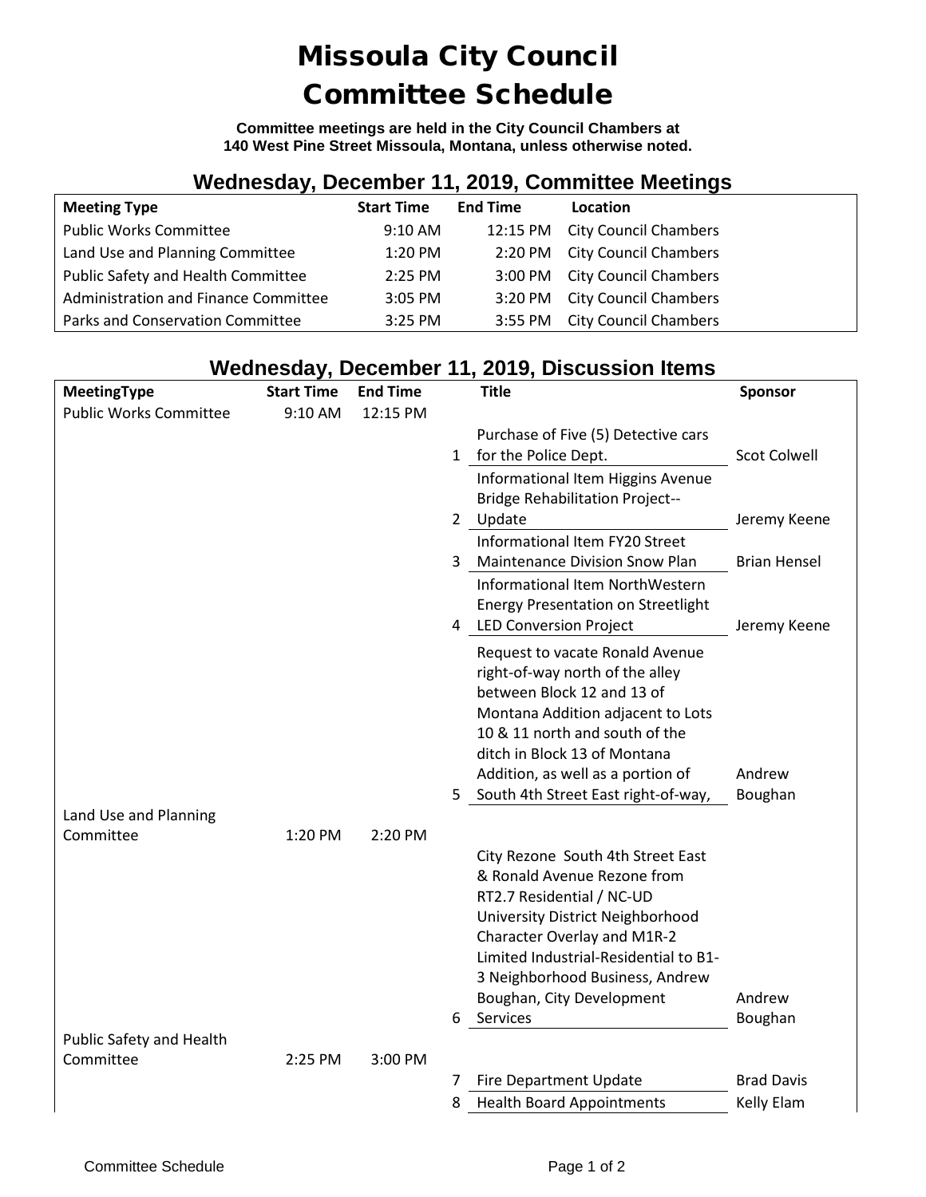# Missoula City Council Committee Schedule

**Committee meetings are held in the City Council Chambers at 140 West Pine Street Missoula, Montana, unless otherwise noted.**

## Wednesday, December 11, 2019, Committee Meetings

| Meeting Type | Start Time | End Time | Location |
|---|---|---|---|
| Public Works Committee | 9:10 AM | 12:15 PM | City Council Chambers |
| Land Use and Planning Committee | 1:20 PM | 2:20 PM | City Council Chambers |
| Public Safety and Health Committee | 2:25 PM | 3:00 PM | City Council Chambers |
| Administration and Finance Committee | 3:05 PM | 3:20 PM | City Council Chambers |
| Parks and Conservation Committee | 3:25 PM | 3:55 PM | City Council Chambers |

## Wednesday, December 11, 2019, Discussion Items

| MeetingType | Start Time | End Time | | Title | Sponsor |
|---|---|---|---|---|---|
| Public Works Committee | 9:10 AM | 12:15 PM | | | |
| | | | 1 | Purchase of Five (5) Detective cars for the Police Dept. | Scot Colwell |
| | | | 2 | Informational Item Higgins Avenue Bridge Rehabilitation Project--Update | Jeremy Keene |
| | | | 3 | Informational Item FY20 Street Maintenance Division Snow Plan | Brian Hensel |
| | | | 4 | Informational Item NorthWestern Energy Presentation on Streetlight LED Conversion Project | Jeremy Keene |
| | | | 5 | Request to vacate Ronald Avenue right-of-way north of the alley between Block 12 and 13 of Montana Addition adjacent to Lots 10 & 11 north and south of the ditch in Block 13 of Montana Addition, as well as a portion of South 4th Street East right-of-way, | Andrew Boughan |
| Land Use and Planning Committee | 1:20 PM | 2:20 PM | | | |
| | | | 6 | City Rezone South 4th Street East & Ronald Avenue Rezone from RT2.7 Residential / NC-UD University District Neighborhood Character Overlay and M1R-2 Limited Industrial-Residential to B1-3 Neighborhood Business, Andrew Boughan, City Development Services | Andrew Boughan |
| Public Safety and Health Committee | 2:25 PM | 3:00 PM | | | |
| | | | 7 | Fire Department Update | Brad Davis |
| | | | 8 | Health Board Appointments | Kelly Elam |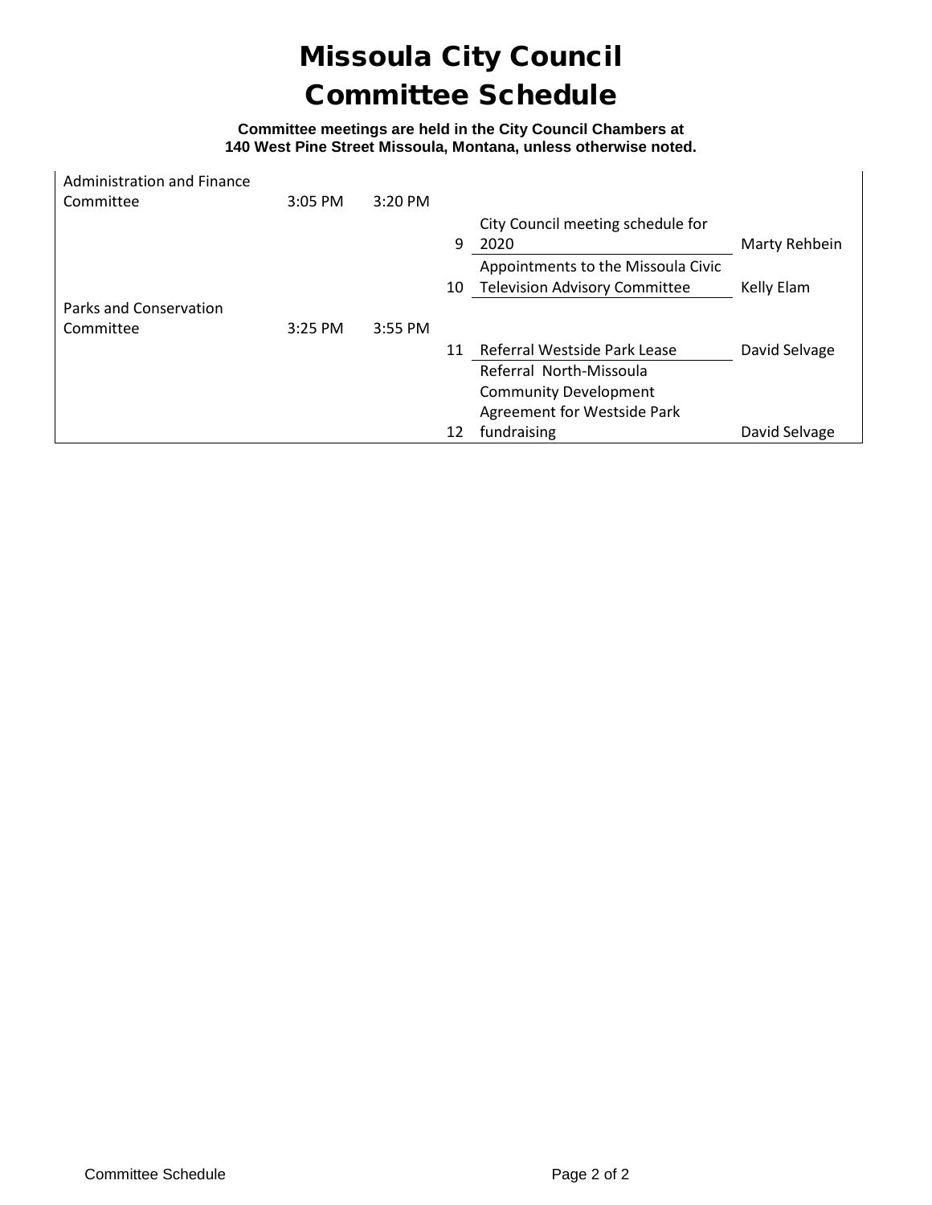# Missoula City Council Committee Schedule

**Committee meetings are held in the City Council Chambers at 140 West Pine Street Missoula, Montana, unless otherwise noted.**

| | | | | | |
|---|---|---|---|---|---|
| Administration and Finance Committee | 3:05 PM | 3:20 PM | | | |
| | | | 9 | City Council meeting schedule for 2020 | Marty Rehbein |
| | | | 10 | Appointments to the Missoula Civic Television Advisory Committee | Kelly Elam |
| Parks and Conservation Committee | 3:25 PM | 3:55 PM | | | |
| | | | 11 | Referral Westside Park Lease | David Selvage |
| | | | 12 | Referral North-Missoula Community Development Agreement for Westside Park fundraising | David Selvage |